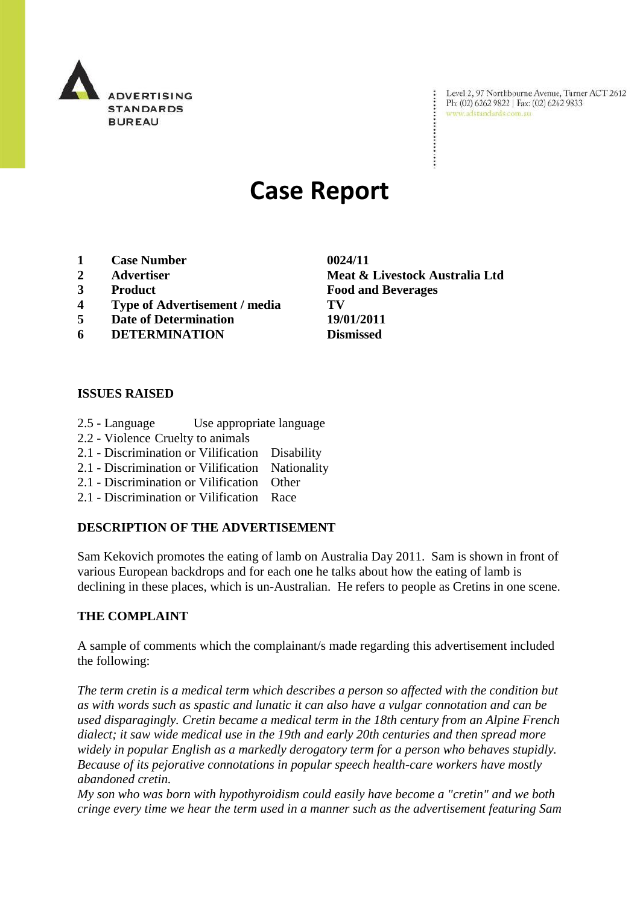ADVERTISING STANDARDS BUREAU

Level 2, 97 Northbourne Avenue, Turner ACT 2612
Ph: (02) 6262 9822 | Fax: (02) 6262 9833
www.adstandards.com.au

# Case Report

| | | |
|---|---|---|
| **1** | **Case Number** | **0024/11** |
| **2** | **Advertiser** | **Meat & Livestock Australia Ltd** |
| **3** | **Product** | **Food and Beverages** |
| **4** | **Type of Advertisement / media** | **TV** |
| **5** | **Date of Determination** | **19/01/2011** |
| **6** | **DETERMINATION** | **Dismissed** |

## ISSUES RAISED

- 2.5 - Language Use appropriate language
- 2.2 - Violence Cruelty to animals
- 2.1 - Discrimination or Vilification Disability
- 2.1 - Discrimination or Vilification Nationality
- 2.1 - Discrimination or Vilification Other
- 2.1 - Discrimination or Vilification Race

## DESCRIPTION OF THE ADVERTISEMENT

Sam Kekovich promotes the eating of lamb on Australia Day 2011. Sam is shown in front of various European backdrops and for each one he talks about how the eating of lamb is declining in these places, which is un-Australian. He refers to people as Cretins in one scene.

## THE COMPLAINT

A sample of comments which the complainant/s made regarding this advertisement included the following:

*The term cretin is a medical term which describes a person so affected with the condition but as with words such as spastic and lunatic it can also have a vulgar connotation and can be used disparagingly. Cretin became a medical term in the 18th century from an Alpine French dialect; it saw wide medical use in the 19th and early 20th centuries and then spread more widely in popular English as a markedly derogatory term for a person who behaves stupidly. Because of its pejorative connotations in popular speech health-care workers have mostly abandoned cretin.*

*My son who was born with hypothyroidism could easily have become a "cretin" and we both cringe every time we hear the term used in a manner such as the advertisement featuring Sam*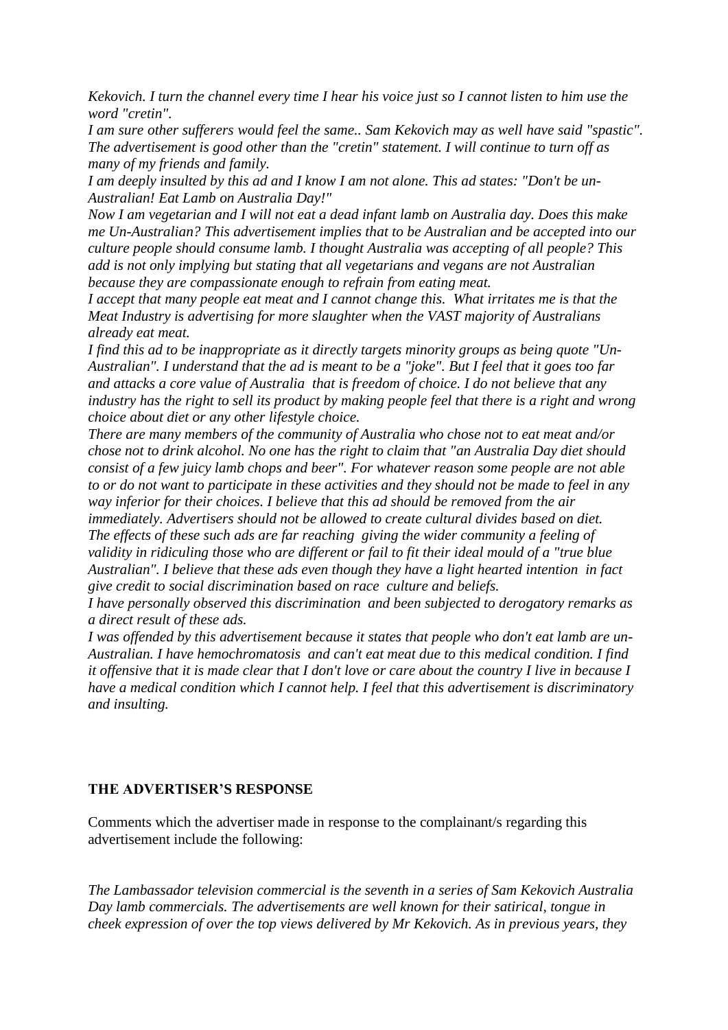*Kekovich. I turn the channel every time I hear his voice just so I cannot listen to him use the word "cretin".*

*I am sure other sufferers would feel the same.. Sam Kekovich may as well have said "spastic". The advertisement is good other than the "cretin" statement. I will continue to turn off as many of my friends and family.*

*I am deeply insulted by this ad and I know I am not alone. This ad states: "Don't be un-Australian! Eat Lamb on Australia Day!"*

*Now I am vegetarian and I will not eat a dead infant lamb on Australia day. Does this make me Un-Australian? This advertisement implies that to be Australian and be accepted into our culture people should consume lamb. I thought Australia was accepting of all people? This add is not only implying but stating that all vegetarians and vegans are not Australian because they are compassionate enough to refrain from eating meat.*

*I accept that many people eat meat and I cannot change this. What irritates me is that the Meat Industry is advertising for more slaughter when the VAST majority of Australians already eat meat.*

*I find this ad to be inappropriate as it directly targets minority groups as being quote "Un-Australian". I understand that the ad is meant to be a "joke". But I feel that it goes too far and attacks a core value of Australia that is freedom of choice. I do not believe that any industry has the right to sell its product by making people feel that there is a right and wrong choice about diet or any other lifestyle choice.*

*There are many members of the community of Australia who chose not to eat meat and/or chose not to drink alcohol. No one has the right to claim that "an Australia Day diet should consist of a few juicy lamb chops and beer". For whatever reason some people are not able to or do not want to participate in these activities and they should not be made to feel in any way inferior for their choices. I believe that this ad should be removed from the air immediately. Advertisers should not be allowed to create cultural divides based on diet.*

*The effects of these such ads are far reaching giving the wider community a feeling of validity in ridiculing those who are different or fail to fit their ideal mould of a "true blue Australian". I believe that these ads even though they have a light hearted intention in fact give credit to social discrimination based on race culture and beliefs.*

*I have personally observed this discrimination and been subjected to derogatory remarks as a direct result of these ads.*

*I was offended by this advertisement because it states that people who don't eat lamb are un-Australian. I have hemochromatosis and can't eat meat due to this medical condition. I find it offensive that it is made clear that I don't love or care about the country I live in because I have a medical condition which I cannot help. I feel that this advertisement is discriminatory and insulting.*

## THE ADVERTISER'S RESPONSE

Comments which the advertiser made in response to the complainant/s regarding this advertisement include the following:

*The Lambassador television commercial is the seventh in a series of Sam Kekovich Australia Day lamb commercials. The advertisements are well known for their satirical, tongue in cheek expression of over the top views delivered by Mr Kekovich. As in previous years, they*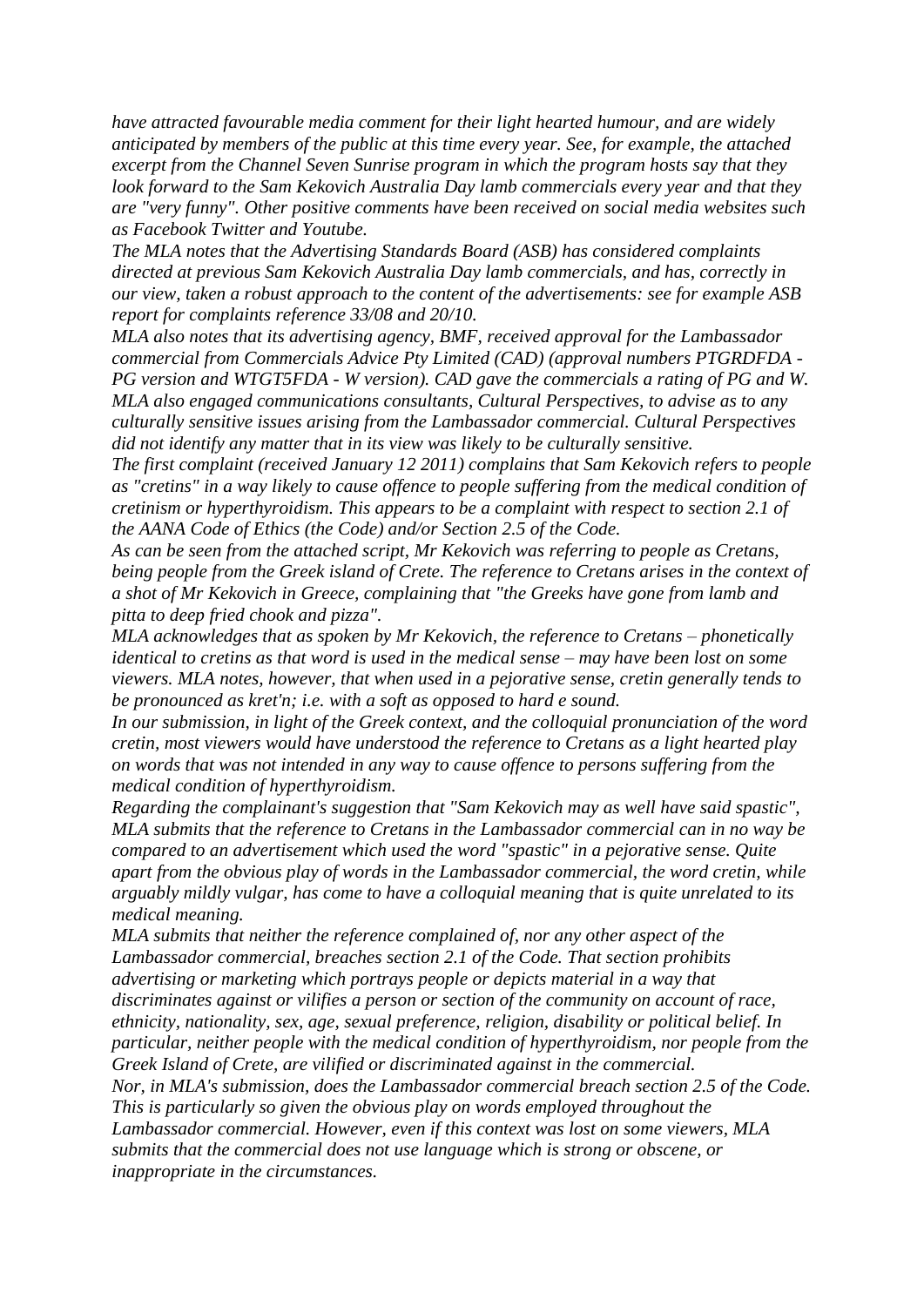*have attracted favourable media comment for their light hearted humour, and are widely anticipated by members of the public at this time every year. See, for example, the attached excerpt from the Channel Seven Sunrise program in which the program hosts say that they look forward to the Sam Kekovich Australia Day lamb commercials every year and that they are "very funny". Other positive comments have been received on social media websites such as Facebook Twitter and Youtube.*

*The MLA notes that the Advertising Standards Board (ASB) has considered complaints directed at previous Sam Kekovich Australia Day lamb commercials, and has, correctly in our view, taken a robust approach to the content of the advertisements: see for example ASB report for complaints reference 33/08 and 20/10.*

*MLA also notes that its advertising agency, BMF, received approval for the Lambassador commercial from Commercials Advice Pty Limited (CAD) (approval numbers PTGRDFDA - PG version and WTGT5FDA - W version). CAD gave the commercials a rating of PG and W. MLA also engaged communications consultants, Cultural Perspectives, to advise as to any culturally sensitive issues arising from the Lambassador commercial. Cultural Perspectives did not identify any matter that in its view was likely to be culturally sensitive.*

*The first complaint (received January 12 2011) complains that Sam Kekovich refers to people as "cretins" in a way likely to cause offence to people suffering from the medical condition of cretinism or hyperthyroidism. This appears to be a complaint with respect to section 2.1 of the AANA Code of Ethics (the Code) and/or Section 2.5 of the Code.*

*As can be seen from the attached script, Mr Kekovich was referring to people as Cretans, being people from the Greek island of Crete. The reference to Cretans arises in the context of a shot of Mr Kekovich in Greece, complaining that "the Greeks have gone from lamb and pitta to deep fried chook and pizza".*

*MLA acknowledges that as spoken by Mr Kekovich, the reference to Cretans – phonetically identical to cretins as that word is used in the medical sense – may have been lost on some viewers. MLA notes, however, that when used in a pejorative sense, cretin generally tends to be pronounced as kret'n; i.e. with a soft as opposed to hard e sound.*

*In our submission, in light of the Greek context, and the colloquial pronunciation of the word cretin, most viewers would have understood the reference to Cretans as a light hearted play on words that was not intended in any way to cause offence to persons suffering from the medical condition of hyperthyroidism.*

*Regarding the complainant's suggestion that "Sam Kekovich may as well have said spastic", MLA submits that the reference to Cretans in the Lambassador commercial can in no way be compared to an advertisement which used the word "spastic" in a pejorative sense. Quite apart from the obvious play of words in the Lambassador commercial, the word cretin, while arguably mildly vulgar, has come to have a colloquial meaning that is quite unrelated to its medical meaning.*

*MLA submits that neither the reference complained of, nor any other aspect of the Lambassador commercial, breaches section 2.1 of the Code. That section prohibits advertising or marketing which portrays people or depicts material in a way that discriminates against or vilifies a person or section of the community on account of race, ethnicity, nationality, sex, age, sexual preference, religion, disability or political belief. In particular, neither people with the medical condition of hyperthyroidism, nor people from the Greek Island of Crete, are vilified or discriminated against in the commercial.*

*Nor, in MLA's submission, does the Lambassador commercial breach section 2.5 of the Code. This is particularly so given the obvious play on words employed throughout the Lambassador commercial. However, even if this context was lost on some viewers, MLA submits that the commercial does not use language which is strong or obscene, or inappropriate in the circumstances.*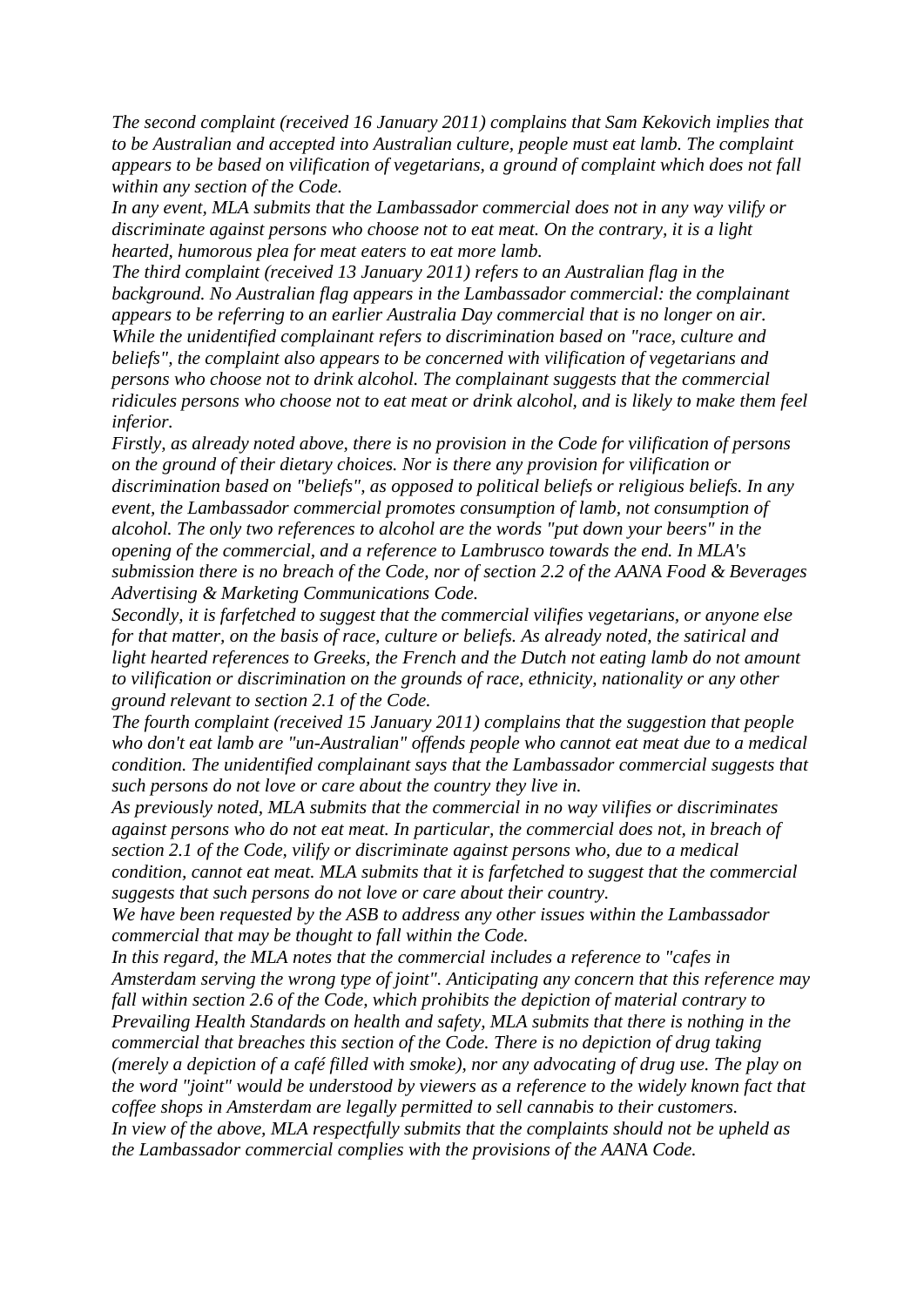*The second complaint (received 16 January 2011) complains that Sam Kekovich implies that to be Australian and accepted into Australian culture, people must eat lamb. The complaint appears to be based on vilification of vegetarians, a ground of complaint which does not fall within any section of the Code.*

*In any event, MLA submits that the Lambassador commercial does not in any way vilify or discriminate against persons who choose not to eat meat. On the contrary, it is a light hearted, humorous plea for meat eaters to eat more lamb.*

*The third complaint (received 13 January 2011) refers to an Australian flag in the background. No Australian flag appears in the Lambassador commercial: the complainant appears to be referring to an earlier Australia Day commercial that is no longer on air. While the unidentified complainant refers to discrimination based on "race, culture and beliefs", the complaint also appears to be concerned with vilification of vegetarians and persons who choose not to drink alcohol. The complainant suggests that the commercial ridicules persons who choose not to eat meat or drink alcohol, and is likely to make them feel inferior.*

*Firstly, as already noted above, there is no provision in the Code for vilification of persons on the ground of their dietary choices. Nor is there any provision for vilification or discrimination based on "beliefs", as opposed to political beliefs or religious beliefs. In any event, the Lambassador commercial promotes consumption of lamb, not consumption of alcohol. The only two references to alcohol are the words "put down your beers" in the opening of the commercial, and a reference to Lambrusco towards the end. In MLA's submission there is no breach of the Code, nor of section 2.2 of the AANA Food & Beverages Advertising & Marketing Communications Code.*

*Secondly, it is farfetched to suggest that the commercial vilifies vegetarians, or anyone else for that matter, on the basis of race, culture or beliefs. As already noted, the satirical and light hearted references to Greeks, the French and the Dutch not eating lamb do not amount to vilification or discrimination on the grounds of race, ethnicity, nationality or any other ground relevant to section 2.1 of the Code.*

*The fourth complaint (received 15 January 2011) complains that the suggestion that people who don't eat lamb are "un-Australian" offends people who cannot eat meat due to a medical condition. The unidentified complainant says that the Lambassador commercial suggests that such persons do not love or care about the country they live in.*

*As previously noted, MLA submits that the commercial in no way vilifies or discriminates against persons who do not eat meat. In particular, the commercial does not, in breach of section 2.1 of the Code, vilify or discriminate against persons who, due to a medical condition, cannot eat meat. MLA submits that it is farfetched to suggest that the commercial suggests that such persons do not love or care about their country.*

*We have been requested by the ASB to address any other issues within the Lambassador commercial that may be thought to fall within the Code.*

*In this regard, the MLA notes that the commercial includes a reference to "cafes in Amsterdam serving the wrong type of joint". Anticipating any concern that this reference may fall within section 2.6 of the Code, which prohibits the depiction of material contrary to Prevailing Health Standards on health and safety, MLA submits that there is nothing in the commercial that breaches this section of the Code. There is no depiction of drug taking (merely a depiction of a café filled with smoke), nor any advocating of drug use. The play on the word "joint" would be understood by viewers as a reference to the widely known fact that coffee shops in Amsterdam are legally permitted to sell cannabis to their customers.*

*In view of the above, MLA respectfully submits that the complaints should not be upheld as the Lambassador commercial complies with the provisions of the AANA Code.*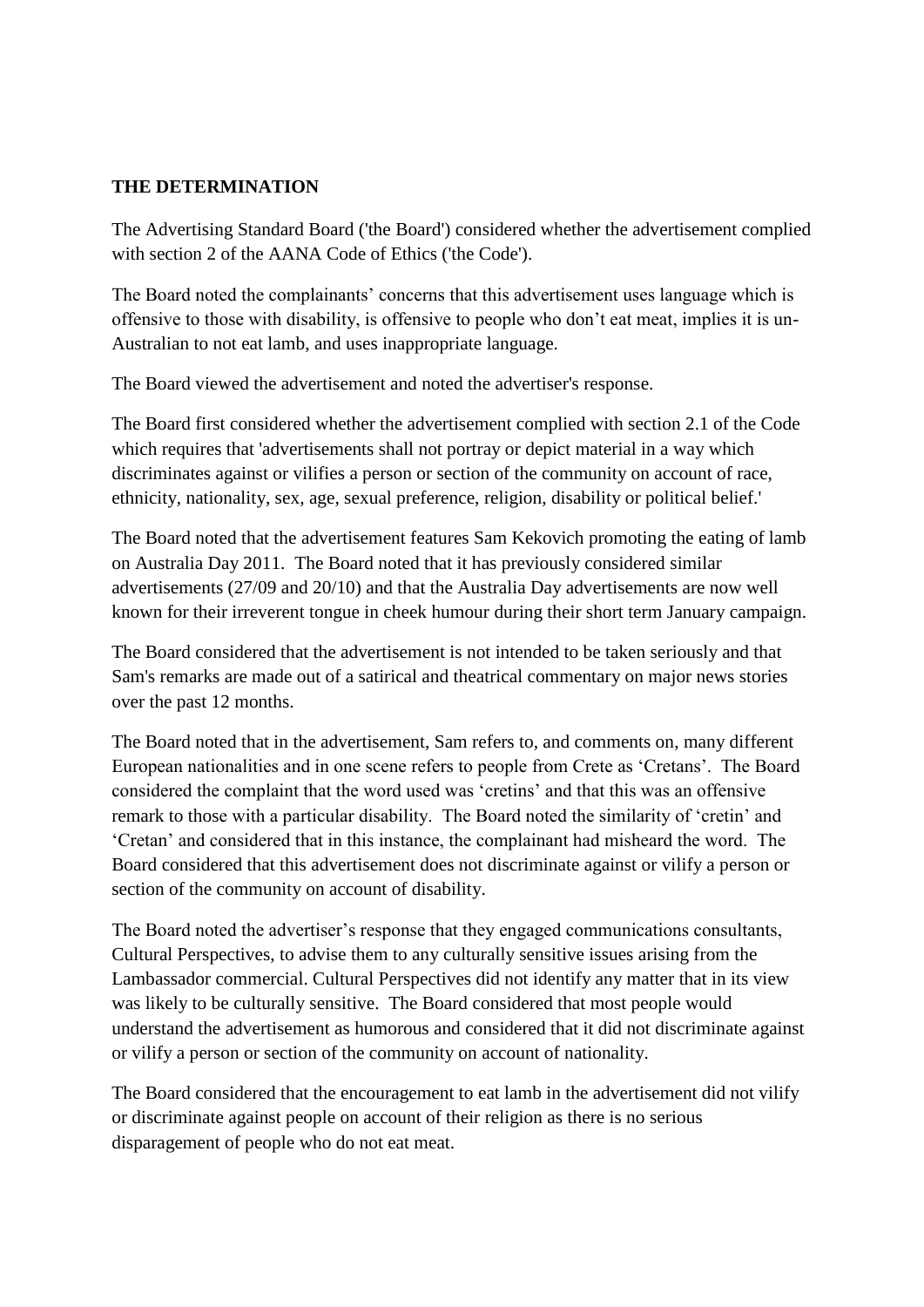**THE DETERMINATION**

The Advertising Standard Board ('the Board') considered whether the advertisement complied with section 2 of the AANA Code of Ethics ('the Code').

The Board noted the complainants' concerns that this advertisement uses language which is offensive to those with disability, is offensive to people who don't eat meat, implies it is un-Australian to not eat lamb, and uses inappropriate language.

The Board viewed the advertisement and noted the advertiser's response.

The Board first considered whether the advertisement complied with section 2.1 of the Code which requires that 'advertisements shall not portray or depict material in a way which discriminates against or vilifies a person or section of the community on account of race, ethnicity, nationality, sex, age, sexual preference, religion, disability or political belief.'

The Board noted that the advertisement features Sam Kekovich promoting the eating of lamb on Australia Day 2011. The Board noted that it has previously considered similar advertisements (27/09 and 20/10) and that the Australia Day advertisements are now well known for their irreverent tongue in cheek humour during their short term January campaign.

The Board considered that the advertisement is not intended to be taken seriously and that Sam's remarks are made out of a satirical and theatrical commentary on major news stories over the past 12 months.

The Board noted that in the advertisement, Sam refers to, and comments on, many different European nationalities and in one scene refers to people from Crete as 'Cretans'. The Board considered the complaint that the word used was 'cretins' and that this was an offensive remark to those with a particular disability. The Board noted the similarity of 'cretin' and 'Cretan' and considered that in this instance, the complainant had misheard the word. The Board considered that this advertisement does not discriminate against or vilify a person or section of the community on account of disability.

The Board noted the advertiser's response that they engaged communications consultants, Cultural Perspectives, to advise them to any culturally sensitive issues arising from the Lambassador commercial. Cultural Perspectives did not identify any matter that in its view was likely to be culturally sensitive. The Board considered that most people would understand the advertisement as humorous and considered that it did not discriminate against or vilify a person or section of the community on account of nationality.

The Board considered that the encouragement to eat lamb in the advertisement did not vilify or discriminate against people on account of their religion as there is no serious disparagement of people who do not eat meat.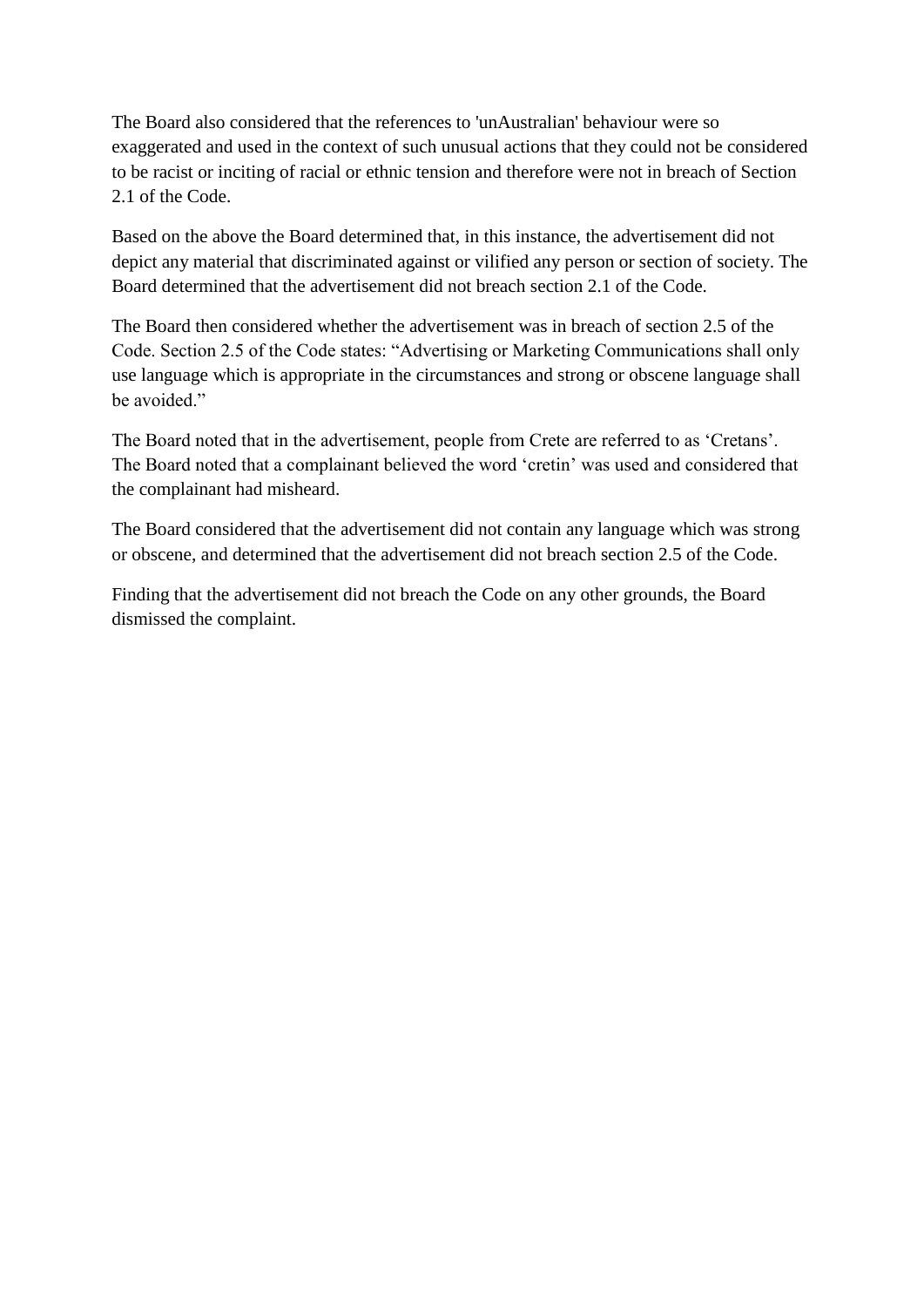The Board also considered that the references to 'unAustralian' behaviour were so exaggerated and used in the context of such unusual actions that they could not be considered to be racist or inciting of racial or ethnic tension and therefore were not in breach of Section 2.1 of the Code.

Based on the above the Board determined that, in this instance, the advertisement did not depict any material that discriminated against or vilified any person or section of society. The Board determined that the advertisement did not breach section 2.1 of the Code.

The Board then considered whether the advertisement was in breach of section 2.5 of the Code. Section 2.5 of the Code states: "Advertising or Marketing Communications shall only use language which is appropriate in the circumstances and strong or obscene language shall be avoided."

The Board noted that in the advertisement, people from Crete are referred to as 'Cretans'. The Board noted that a complainant believed the word 'cretin' was used and considered that the complainant had misheard.

The Board considered that the advertisement did not contain any language which was strong or obscene, and determined that the advertisement did not breach section 2.5 of the Code.

Finding that the advertisement did not breach the Code on any other grounds, the Board dismissed the complaint.